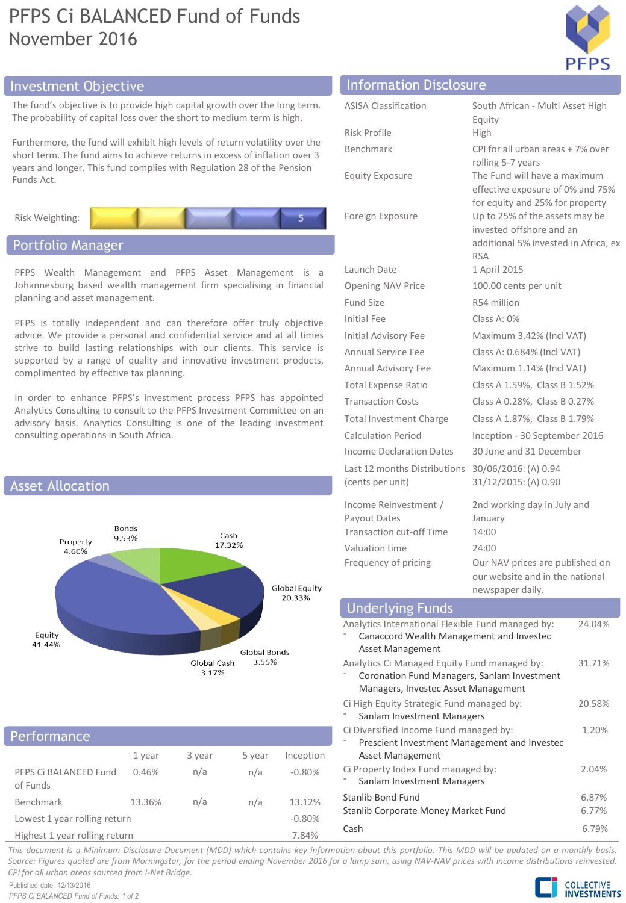# PFPS Ci BALANCED Fund of Funds
November 2016

## Investment Objective

The fund's objective is to provide high capital growth over the long term. The probability of capital loss over the short to medium term is high.

Furthermore, the fund will exhibit high levels of return volatility over the short term. The fund aims to achieve returns in excess of inflation over 3 years and longer. This fund complies with Regulation 28 of the Pension Funds Act.

Risk Weighting: 5

## Portfolio Manager

PFPS Wealth Management and PFPS Asset Management is a Johannesburg based wealth management firm specialising in financial planning and asset management.

PFPS is totally independent and can therefore offer truly objective advice. We provide a personal and confidential service and at all times strive to build lasting relationships with our clients. This service is supported by a range of quality and innovative investment products, complimented by effective tax planning.

In order to enhance PFPS's investment process PFPS has appointed Analytics Consulting to consult to the PFPS Investment Committee on an advisory basis. Analytics Consulting is one of the leading investment consulting operations in South Africa.

## Asset Allocation

| Asset Class | % |
|---|---|
| Equity | 41.44% |
| Global Equity | 20.33% |
| Cash | 17.32% |
| Bonds | 9.53% |
| Property | 4.66% |
| Global Bonds | 3.55% |
| Global Cash | 3.17% |

## Performance

| | 1 year | 3 year | 5 year | Inception |
|---|---|---|---|---|
| PFPS Ci BALANCED Fund of Funds | 0.46% | n/a | n/a | -0.80% |
| Benchmark | 13.36% | n/a | n/a | 13.12% |
| Lowest 1 year rolling return | | | | -0.80% |
| Highest 1 year rolling return | | | | 7.84% |

## Information Disclosure

| | |
|---|---|
| ASISA Classification | South African - Multi Asset High Equity |
| Risk Profile | High |
| Benchmark | CPI for all urban areas + 7% over rolling 5-7 years |
| Equity Exposure | The Fund will have a maximum effective exposure of 0% and 75% for equity and 25% for property |
| Foreign Exposure | Up to 25% of the assets may be invested offshore and an additional 5% invested in Africa, ex RSA |
| Launch Date | 1 April 2015 |
| Opening NAV Price | 100.00 cents per unit |
| Fund Size | R54 million |
| Initial Fee | Class A: 0% |
| Initial Advisory Fee | Maximum 3.42% (Incl VAT) |
| Annual Service Fee | Class A: 0.684% (Incl VAT) |
| Annual Advisory Fee | Maximum 1.14% (Incl VAT) |
| Total Expense Ratio | Class A 1.59%, Class B 1.52% |
| Transaction Costs | Class A 0.28%, Class B 0.27% |
| Total Investment Charge | Class A 1.87%, Class B 1.79% |
| Calculation Period | Inception - 30 September 2016 |
| Income Declaration Dates | 30 June and 31 December |
| Last 12 months Distributions (cents per unit) | 30/06/2016: (A) 0.94<br>31/12/2015: (A) 0.90 |
| Income Reinvestment / Payout Dates | 2nd working day in July and January |
| Transaction cut-off Time | 14:00 |
| Valuation time | 24:00 |
| Frequency of pricing | Our NAV prices are published on our website and in the national newspaper daily. |

## Underlying Funds

| Fund | % |
|---|---|
| Analytics International Flexible Fund managed by:<br>- Canaccord Wealth Management and Investec Asset Management | 24.04% |
| Analytics Ci Managed Equity Fund managed by:<br>- Coronation Fund Managers, Sanlam Investment Managers, Investec Asset Management | 31.71% |
| Ci High Equity Strategic Fund managed by:<br>- Sanlam Investment Managers | 20.58% |
| Ci Diversified Income Fund managed by:<br>- Prescient Investment Management and Investec Asset Management | 1.20% |
| Ci Property Index Fund managed by:<br>- Sanlam Investment Managers | 2.04% |
| Stanlib Bond Fund | 6.87% |
| Stanlib Corporate Money Market Fund | 6.77% |
| Cash | 6.79% |

*This document is a Minimum Disclosure Document (MDD) which contains key information about this portfolio. This MDD will be updated on a monthly basis. Source: Figures quoted are from Morningstar, for the period ending November 2016 for a lump sum, using NAV-NAV prices with income distributions reinvested. CPI for all urban areas sourced from I-Net Bridge.*

Published date: 12/13/2016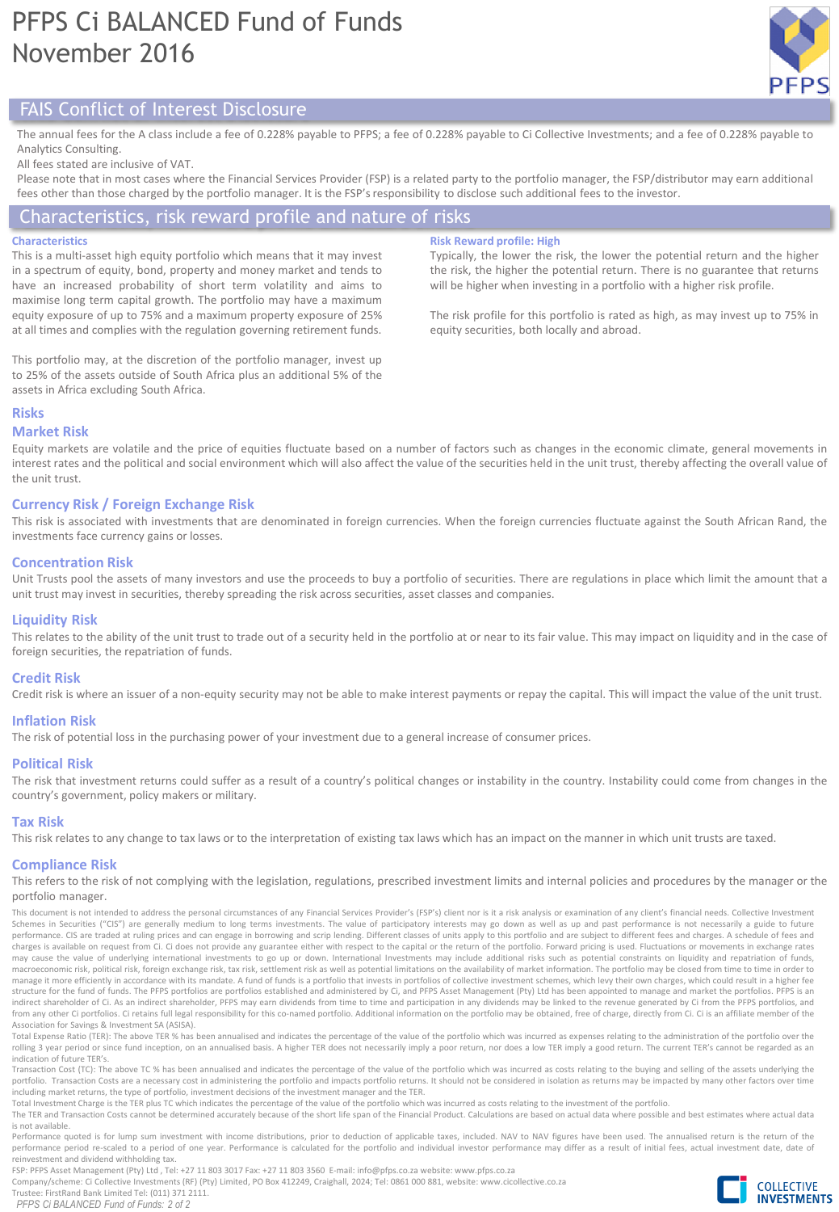# PFPS Ci BALANCED Fund of Funds
November 2016

## FAIS Conflict of Interest Disclosure

The annual fees for the A class include a fee of 0.228% payable to PFPS; a fee of 0.228% payable to Ci Collective Investments; and a fee of 0.228% payable to Analytics Consulting.

All fees stated are inclusive of VAT.

Please note that in most cases where the Financial Services Provider (FSP) is a related party to the portfolio manager, the FSP/distributor may earn additional fees other than those charged by the portfolio manager. It is the FSP's responsibility to disclose such additional fees to the investor.

## Characteristics, risk reward profile and nature of risks

### Characteristics

This is a multi-asset high equity portfolio which means that it may invest in a spectrum of equity, bond, property and money market and tends to have an increased probability of short term volatility and aims to maximise long term capital growth. The portfolio may have a maximum equity exposure of up to 75% and a maximum property exposure of 25% at all times and complies with the regulation governing retirement funds.

This portfolio may, at the discretion of the portfolio manager, invest up to 25% of the assets outside of South Africa plus an additional 5% of the assets in Africa excluding South Africa.

### Risk Reward profile: High

Typically, the lower the risk, the lower the potential return and the higher the risk, the higher the potential return. There is no guarantee that returns will be higher when investing in a portfolio with a higher risk profile.

The risk profile for this portfolio is rated as high, as may invest up to 75% in equity securities, both locally and abroad.

### Risks

#### Market Risk

Equity markets are volatile and the price of equities fluctuate based on a number of factors such as changes in the economic climate, general movements in interest rates and the political and social environment which will also affect the value of the securities held in the unit trust, thereby affecting the overall value of the unit trust.

#### Currency Risk / Foreign Exchange Risk

This risk is associated with investments that are denominated in foreign currencies. When the foreign currencies fluctuate against the South African Rand, the investments face currency gains or losses.

#### Concentration Risk

Unit Trusts pool the assets of many investors and use the proceeds to buy a portfolio of securities. There are regulations in place which limit the amount that a unit trust may invest in securities, thereby spreading the risk across securities, asset classes and companies.

#### Liquidity Risk

This relates to the ability of the unit trust to trade out of a security held in the portfolio at or near to its fair value. This may impact on liquidity and in the case of foreign securities, the repatriation of funds.

#### Credit Risk

Credit risk is where an issuer of a non-equity security may not be able to make interest payments or repay the capital. This will impact the value of the unit trust.

#### Inflation Risk

The risk of potential loss in the purchasing power of your investment due to a general increase of consumer prices.

#### Political Risk

The risk that investment returns could suffer as a result of a country's political changes or instability in the country. Instability could come from changes in the country's government, policy makers or military.

#### Tax Risk

This risk relates to any change to tax laws or to the interpretation of existing tax laws which has an impact on the manner in which unit trusts are taxed.

#### Compliance Risk

This refers to the risk of not complying with the legislation, regulations, prescribed investment limits and internal policies and procedures by the manager or the portfolio manager.

This document is not intended to address the personal circumstances of any Financial Services Provider's (FSP's) client nor is it a risk analysis or examination of any client's financial needs. Collective Investment Schemes in Securities ("CIS") are generally medium to long terms investments. The value of participatory interests may go down as well as up and past performance is not necessarily a guide to future performance. CIS are traded at ruling prices and can engage in borrowing and scrip lending. Different classes of units apply to this portfolio and are subject to different fees and charges. A schedule of fees and charges is available on request from Ci. Ci does not provide any guarantee either with respect to the capital or the return of the portfolio. Forward pricing is used. Fluctuations or movements in exchange rates may cause the value of underlying international investments to go up or down. International Investments may include additional risks such as potential constraints on liquidity and repatriation of funds, macroeconomic risk, political risk, foreign exchange risk, tax risk, settlement risk as well as potential limitations on the availability of market information. The portfolio may be closed from time to time in order to manage it more efficiently in accordance with its mandate. A fund of funds is a portfolio that invests in portfolios of collective investment schemes, which levy their own charges, which could result in a higher fee structure for the fund of funds. The PFPS portfolios are portfolios established and administered by Ci, and PFPS Asset Management (Pty) Ltd has been appointed to manage and market the portfolios. PFPS is an indirect shareholder of Ci. As an indirect shareholder, PFPS may earn dividends from time to time and participation in any dividends may be linked to the revenue generated by Ci from the PFPS portfolios, and from any other Ci portfolios. Ci retains full legal responsibility for this co-named portfolio. Additional information on the portfolio may be obtained, free of charge, directly from Ci. Ci is an affiliate member of the Association for Savings & Investment SA (ASISA).

Total Expense Ratio (TER): The above TER % has been annualised and indicates the percentage of the value of the portfolio which was incurred as expenses relating to the administration of the portfolio over the rolling 3 year period or since fund inception, on an annualised basis. A higher TER does not necessarily imply a poor return, nor does a low TER imply a good return. The current TER's cannot be regarded as an indication of future TER's.

Transaction Cost (TC): The above TC % has been annualised and indicates the percentage of the value of the portfolio which was incurred as costs relating to the buying and selling of the assets underlying the portfolio. Transaction Costs are a necessary cost in administering the portfolio and impacts portfolio returns. It should not be considered in isolation as returns may be impacted by many other factors over time including market returns, the type of portfolio, investment decisions of the investment manager and the TER.

Total Investment Charge is the TER plus TC which indicates the percentage of the value of the portfolio which was incurred as costs relating to the investment of the portfolio.

The TER and Transaction Costs cannot be determined accurately because of the short life span of the Financial Product. Calculations are based on actual data where possible and best estimates where actual data is not available.

Performance quoted is for lump sum investment with income distributions, prior to deduction of applicable taxes, included. NAV to NAV figures have been used. The annualised return is the return of the performance period re-scaled to a period of one year. Performance is calculated for the portfolio and individual investor performance may differ as a result of initial fees, actual investment date, date of reinvestment and dividend withholding tax.

FSP: PFPS Asset Management (Pty) Ltd , Tel: +27 11 803 3017 Fax: +27 11 803 3560 E-mail: info@pfps.co.za website: www.pfps.co.za

Company/scheme: Ci Collective Investments (RF) (Pty) Limited, PO Box 412249, Craighall, 2024; Tel: 0861 000 881, website: www.cicollective.co.za

Trustee: FirstRand Bank Limited Tel: (011) 371 2111.